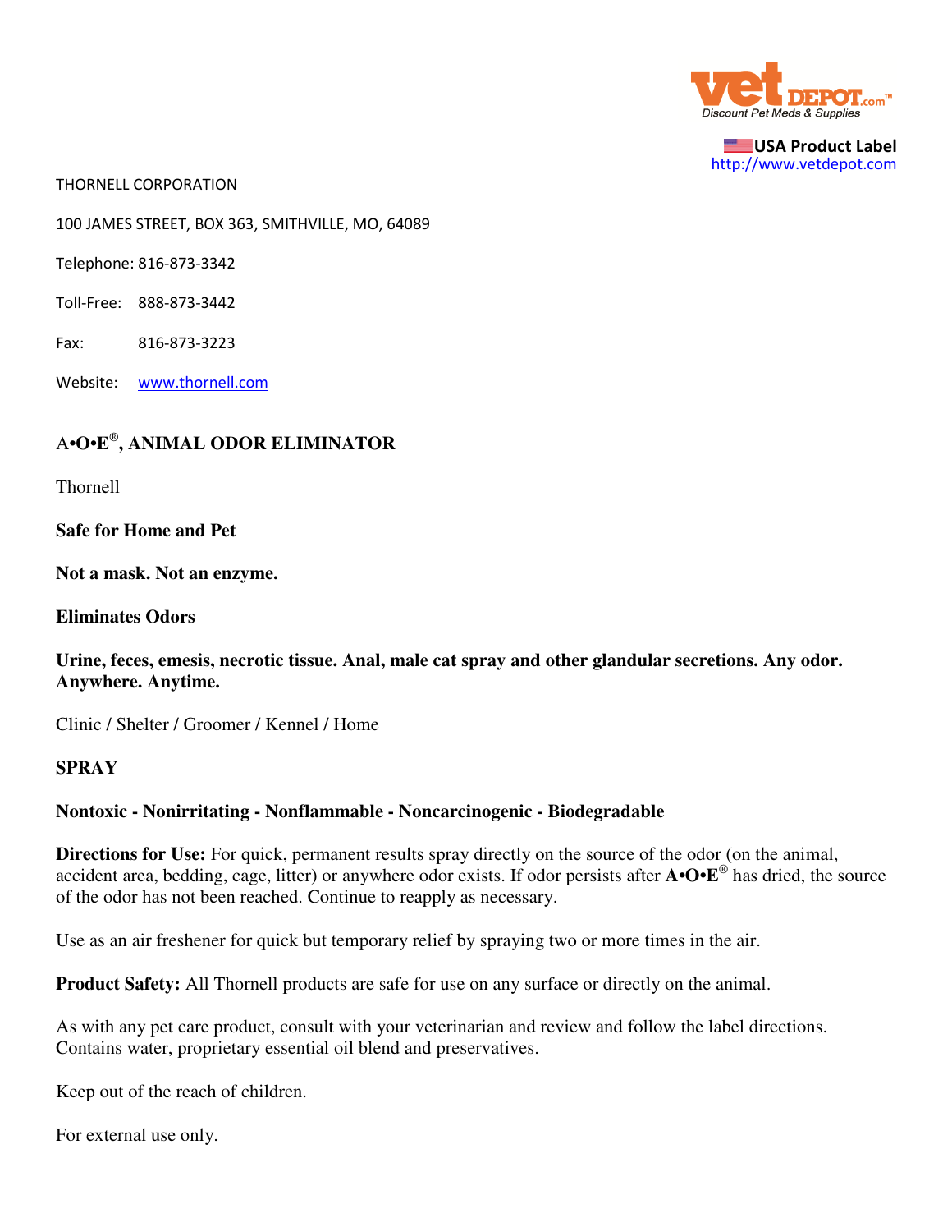vet DEPOT.com™
Discount Pet Meds & Supplies

USA Product Label
http://www.vetdepot.com

THORNELL CORPORATION

100 JAMES STREET, BOX 363, SMITHVILLE, MO, 64089

Telephone: 816-873-3342

Toll-Free: 888-873-3442

Fax: 816-873-3223

Website: www.thornell.com

## A•O•E®, ANIMAL ODOR ELIMINATOR

Thornell

**Safe for Home and Pet**

**Not a mask. Not an enzyme.**

**Eliminates Odors**

**Urine, feces, emesis, necrotic tissue. Anal, male cat spray and other glandular secretions. Any odor. Anywhere. Anytime.**

Clinic / Shelter / Groomer / Kennel / Home

**SPRAY**

**Nontoxic - Nonirritating - Nonflammable - Noncarcinogenic - Biodegradable**

**Directions for Use:** For quick, permanent results spray directly on the source of the odor (on the animal, accident area, bedding, cage, litter) or anywhere odor exists. If odor persists after **A•O•E®** has dried, the source of the odor has not been reached. Continue to reapply as necessary.

Use as an air freshener for quick but temporary relief by spraying two or more times in the air.

**Product Safety:** All Thornell products are safe for use on any surface or directly on the animal.

As with any pet care product, consult with your veterinarian and review and follow the label directions. Contains water, proprietary essential oil blend and preservatives.

Keep out of the reach of children.

For external use only.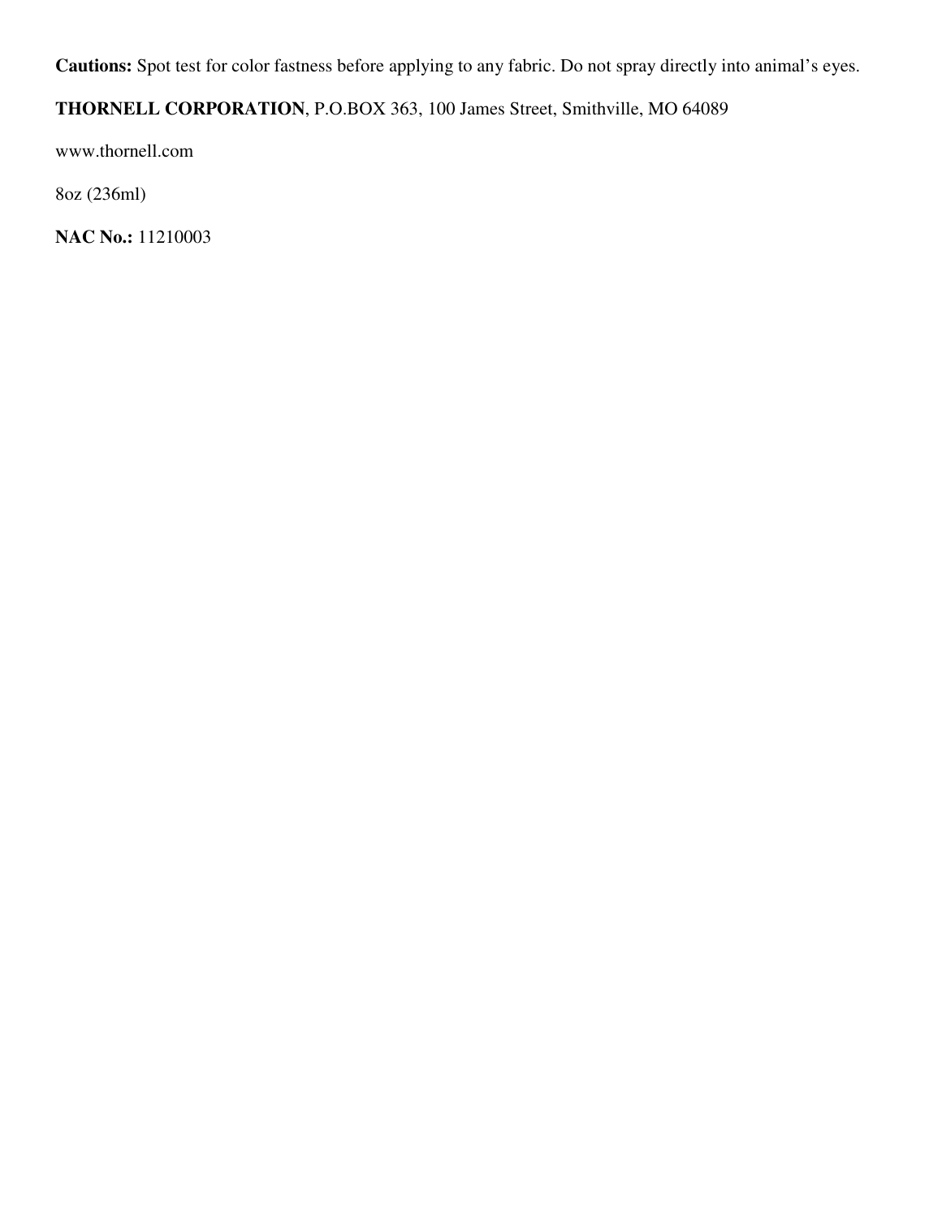**Cautions:** Spot test for color fastness before applying to any fabric. Do not spray directly into animal's eyes.

**THORNELL CORPORATION**, P.O.BOX 363, 100 James Street, Smithville, MO 64089

www.thornell.com

8oz (236ml)

**NAC No.:** 11210003